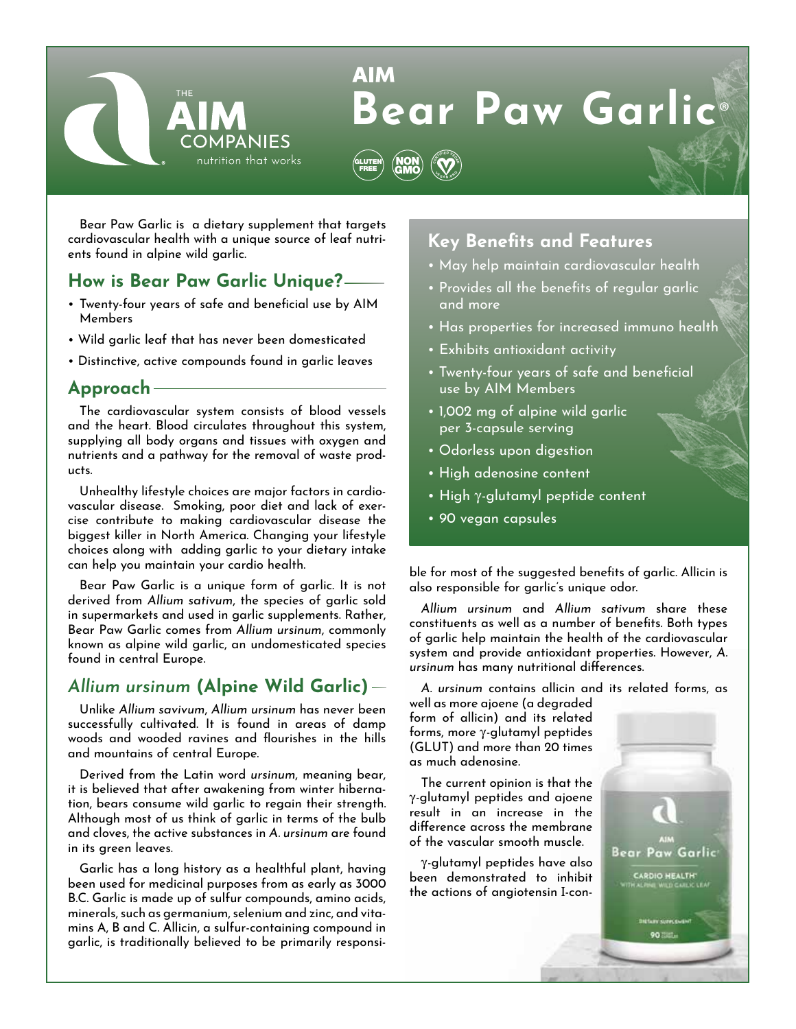# AIM Bear Paw Garlic®

THE AIM COMPANIES — nutrition that works

GLUTEN FREE · NON GMO · CERTIFIED VEGAN

Bear Paw Garlic is a dietary supplement that targets cardiovascular health with a unique source of leaf nutrients found in alpine wild garlic.

## How is Bear Paw Garlic Unique?

- Twenty-four years of safe and beneficial use by AIM Members
- Wild garlic leaf that has never been domesticated
- Distinctive, active compounds found in garlic leaves

## Approach

The cardiovascular system consists of blood vessels and the heart. Blood circulates throughout this system, supplying all body organs and tissues with oxygen and nutrients and a pathway for the removal of waste products.

Unhealthy lifestyle choices are major factors in cardiovascular disease. Smoking, poor diet and lack of exercise contribute to making cardiovascular disease the biggest killer in North America. Changing your lifestyle choices along with adding garlic to your dietary intake can help you maintain your cardio health.

Bear Paw Garlic is a unique form of garlic. It is not derived from *Allium sativum*, the species of garlic sold in supermarkets and used in garlic supplements. Rather, Bear Paw Garlic comes from *Allium ursinum*, commonly known as alpine wild garlic, an undomesticated species found in central Europe.

## *Allium ursinum* (Alpine Wild Garlic)

Unlike *Allium savivum*, *Allium ursinum* has never been successfully cultivated. It is found in areas of damp woods and wooded ravines and flourishes in the hills and mountains of central Europe.

Derived from the Latin word *ursinum*, meaning bear, it is believed that after awakening from winter hibernation, bears consume wild garlic to regain their strength. Although most of us think of garlic in terms of the bulb and cloves, the active substances in *A. ursinum* are found in its green leaves.

Garlic has a long history as a healthful plant, having been used for medicinal purposes from as early as 3000 B.C. Garlic is made up of sulfur compounds, amino acids, minerals, such as germanium, selenium and zinc, and vitamins A, B and C. Allicin, a sulfur-containing compound in garlic, is traditionally believed to be primarily responsible for most of the suggested benefits of garlic. Allicin is also responsible for garlic's unique odor.

*Allium ursinum* and *Allium sativum* share these constituents as well as a number of benefits. Both types of garlic help maintain the health of the cardiovascular system and provide antioxidant properties. However, *A. ursinum* has many nutritional differences.

*A. ursinum* contains allicin and its related forms, as well as more ajoene (a degraded form of allicin) and its related forms, more γ-glutamyl peptides (GLUT) and more than 20 times as much adenosine.

The current opinion is that the γ-glutamyl peptides and ajoene result in an increase in the difference across the membrane of the vascular smooth muscle.

γ-glutamyl peptides have also been demonstrated to inhibit the actions of angiotensin I-con-

## Key Benefits and Features

- May help maintain cardiovascular health
- Provides all the benefits of regular garlic and more
- Has properties for increased immuno health
- Exhibits antioxidant activity
- Twenty-four years of safe and beneficial use by AIM Members
- 1,002 mg of alpine wild garlic per 3-capsule serving
- Odorless upon digestion
- High adenosine content
- High γ-glutamyl peptide content
- 90 vegan capsules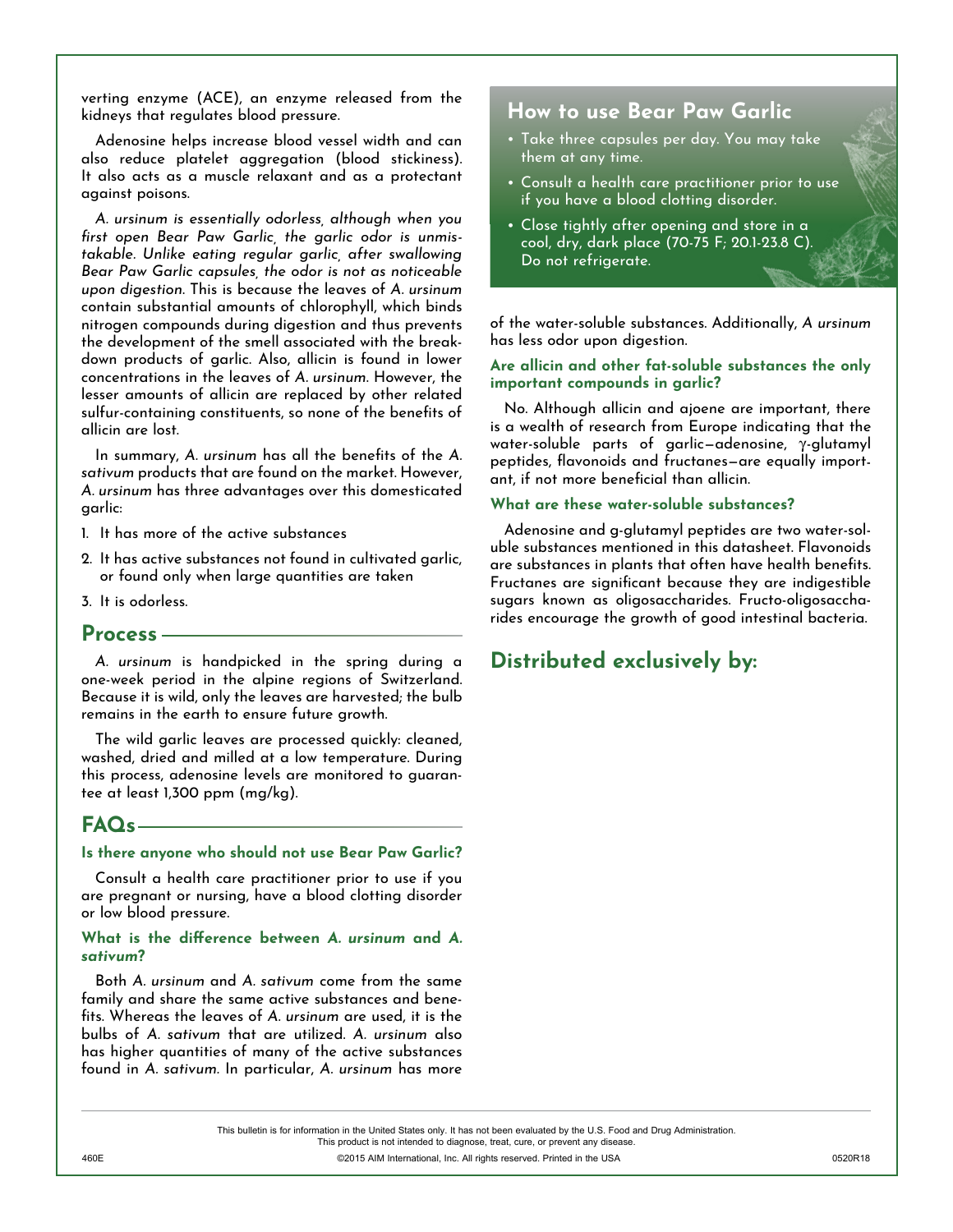verting enzyme (ACE), an enzyme released from the kidneys that regulates blood pressure.

Adenosine helps increase blood vessel width and can also reduce platelet aggregation (blood stickiness). It also acts as a muscle relaxant and as a protectant against poisons.

*A. ursinum is essentially odorless, although when you first open Bear Paw Garlic, the garlic odor is unmistakable. Unlike eating regular garlic, after swallowing Bear Paw Garlic capsules, the odor is not as noticeable upon digestion.* This is because the leaves of *A. ursinum* contain substantial amounts of chlorophyll, which binds nitrogen compounds during digestion and thus prevents the development of the smell associated with the breakdown products of garlic. Also, allicin is found in lower concentrations in the leaves of *A. ursinum*. However, the lesser amounts of allicin are replaced by other related sulfur-containing constituents, so none of the benefits of allicin are lost.

In summary, *A. ursinum* has all the benefits of the *A. sativum* products that are found on the market. However, *A. ursinum* has three advantages over this domesticated garlic:

1. It has more of the active substances
2. It has active substances not found in cultivated garlic, or found only when large quantities are taken
3. It is odorless.

## Process

*A. ursinum* is handpicked in the spring during a one-week period in the alpine regions of Switzerland. Because it is wild, only the leaves are harvested; the bulb remains in the earth to ensure future growth.

The wild garlic leaves are processed quickly: cleaned, washed, dried and milled at a low temperature. During this process, adenosine levels are monitored to guarantee at least 1,300 ppm (mg/kg).

## FAQs

### Is there anyone who should not use Bear Paw Garlic?

Consult a health care practitioner prior to use if you are pregnant or nursing, have a blood clotting disorder or low blood pressure.

### What is the difference between *A. ursinum* and *A. sativum*?

Both *A. ursinum* and *A. sativum* come from the same family and share the same active substances and benefits. Whereas the leaves of *A. ursinum* are used, it is the bulbs of *A. sativum* that are utilized. *A. ursinum* also has higher quantities of many of the active substances found in *A. sativum*. In particular, *A. ursinum* has more of the water-soluble substances. Additionally, *A ursinum* has less odor upon digestion.

### Are allicin and other fat-soluble substances the only important compounds in garlic?

No. Although allicin and ajoene are important, there is a wealth of research from Europe indicating that the water-soluble parts of garlic—adenosine, $\gamma$-glutamyl peptides, flavonoids and fructanes—are equally important, if not more beneficial than allicin.

### What are these water-soluble substances?

Adenosine and g-glutamyl peptides are two water-soluble substances mentioned in this datasheet. Flavonoids are substances in plants that often have health benefits. Fructanes are significant because they are indigestible sugars known as oligosaccharides. Fructo-oligosaccharides encourage the growth of good intestinal bacteria.

## How to use Bear Paw Garlic

- Take three capsules per day. You may take them at any time.
- Consult a health care practitioner prior to use if you have a blood clotting disorder.
- Close tightly after opening and store in a cool, dry, dark place (70-75 F; 20.1-23.8 C). Do not refrigerate.

## Distributed exclusively by:

This bulletin is for information in the United States only. It has not been evaluated by the U.S. Food and Drug Administration. This product is not intended to diagnose, treat, cure, or prevent any disease.

460E ©2015 AIM International, Inc. All rights reserved. Printed in the USA 0520R18